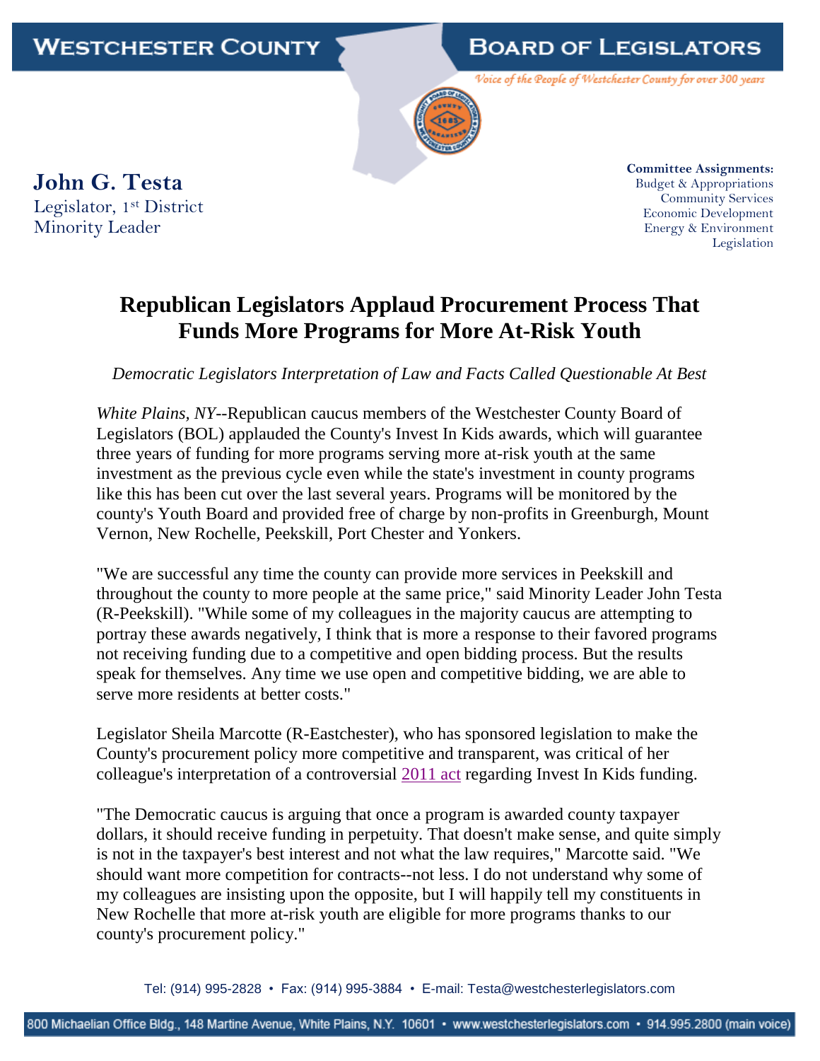WESTCHESTER COUNTY — BOARD OF LEGISLATORS

*Voice of the People of Westchester County for over 300 years*

**John G. Testa**
Legislator, 1st District
Minority Leader

**Committee Assignments:**
Budget & Appropriations
Community Services
Economic Development
Energy & Environment
Legislation

# Republican Legislators Applaud Procurement Process That Funds More Programs for More At-Risk Youth

*Democratic Legislators Interpretation of Law and Facts Called Questionable At Best*

*White Plains, NY*--Republican caucus members of the Westchester County Board of Legislators (BOL) applauded the County's Invest In Kids awards, which will guarantee three years of funding for more programs serving more at-risk youth at the same investment as the previous cycle even while the state's investment in county programs like this has been cut over the last several years. Programs will be monitored by the county's Youth Board and provided free of charge by non-profits in Greenburgh, Mount Vernon, New Rochelle, Peekskill, Port Chester and Yonkers.

"We are successful any time the county can provide more services in Peekskill and throughout the county to more people at the same price," said Minority Leader John Testa (R-Peekskill). "While some of my colleagues in the majority caucus are attempting to portray these awards negatively, I think that is more a response to their favored programs not receiving funding due to a competitive and open bidding process. But the results speak for themselves. Any time we use open and competitive bidding, we are able to serve more residents at better costs."

Legislator Sheila Marcotte (R-Eastchester), who has sponsored legislation to make the County's procurement policy more competitive and transparent, was critical of her colleague's interpretation of a controversial 2011 act regarding Invest In Kids funding.

"The Democratic caucus is arguing that once a program is awarded county taxpayer dollars, it should receive funding in perpetuity. That doesn't make sense, and quite simply is not in the taxpayer's best interest and not what the law requires," Marcotte said. "We should want more competition for contracts--not less. I do not understand why some of my colleagues are insisting upon the opposite, but I will happily tell my constituents in New Rochelle that more at-risk youth are eligible for more programs thanks to our county's procurement policy."

Tel: (914) 995-2828 • Fax: (914) 995-3884 • E-mail: Testa@westchesterlegislators.com

800 Michaelian Office Bldg., 148 Martine Avenue, White Plains, N.Y. 10601 • www.westchesterlegislators.com • 914.995.2800 (main voice)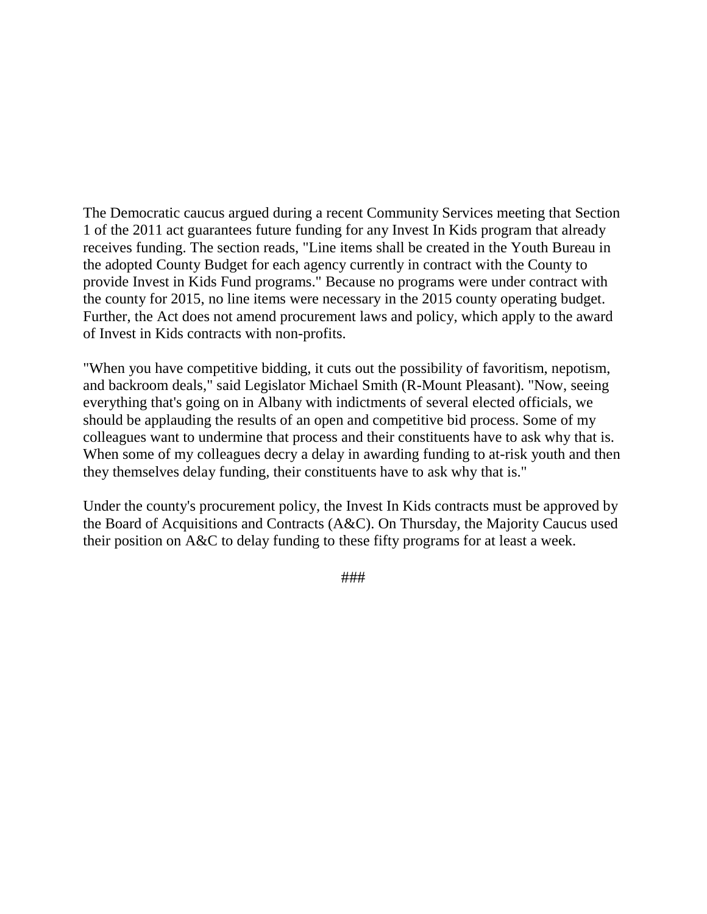The Democratic caucus argued during a recent Community Services meeting that Section 1 of the 2011 act guarantees future funding for any Invest In Kids program that already receives funding. The section reads, "Line items shall be created in the Youth Bureau in the adopted County Budget for each agency currently in contract with the County to provide Invest in Kids Fund programs." Because no programs were under contract with the county for 2015, no line items were necessary in the 2015 county operating budget. Further, the Act does not amend procurement laws and policy, which apply to the award of Invest in Kids contracts with non-profits.

"When you have competitive bidding, it cuts out the possibility of favoritism, nepotism, and backroom deals," said Legislator Michael Smith (R-Mount Pleasant). "Now, seeing everything that's going on in Albany with indictments of several elected officials, we should be applauding the results of an open and competitive bid process. Some of my colleagues want to undermine that process and their constituents have to ask why that is. When some of my colleagues decry a delay in awarding funding to at-risk youth and then they themselves delay funding, their constituents have to ask why that is."

Under the county's procurement policy, the Invest In Kids contracts must be approved by the Board of Acquisitions and Contracts (A&C). On Thursday, the Majority Caucus used their position on A&C to delay funding to these fifty programs for at least a week.

###